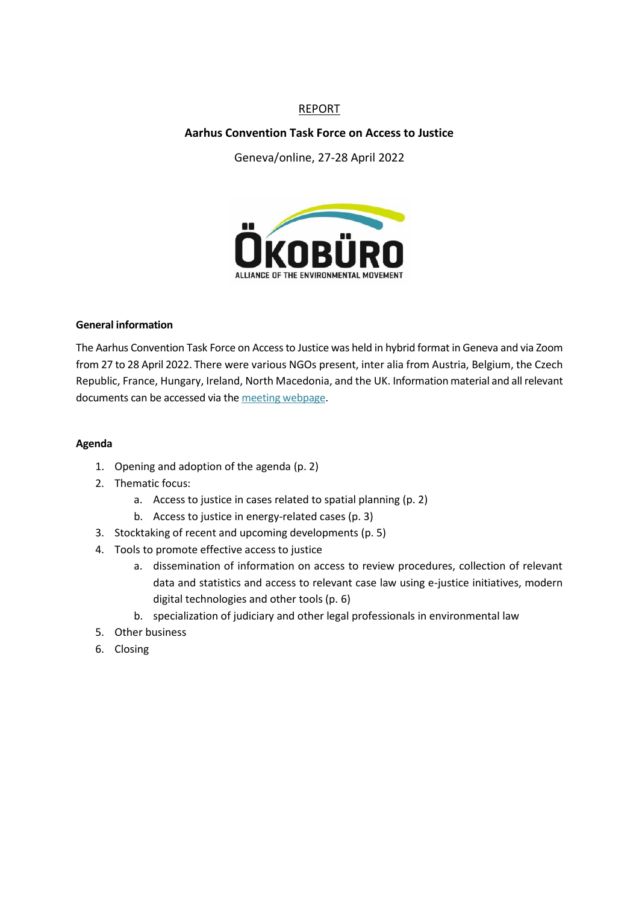REPORT

**Aarhus Convention Task Force on Access to Justice**

Geneva/online, 27-28 April 2022

**General information**

The Aarhus Convention Task Force on Access to Justice was held in hybrid format in Geneva and via Zoom from 27 to 28 April 2022. There were various NGOs present, inter alia from Austria, Belgium, the Czech Republic, France, Hungary, Ireland, North Macedonia, and the UK. Information material and all relevant documents can be accessed via the meeting webpage.

**Agenda**

1. Opening and adoption of the agenda (p. 2)
2. Thematic focus:
    a. Access to justice in cases related to spatial planning (p. 2)
    b. Access to justice in energy-related cases (p. 3)
3. Stocktaking of recent and upcoming developments (p. 5)
4. Tools to promote effective access to justice
    a. dissemination of information on access to review procedures, collection of relevant data and statistics and access to relevant case law using e-justice initiatives, modern digital technologies and other tools (p. 6)
    b. specialization of judiciary and other legal professionals in environmental law
5. Other business
6. Closing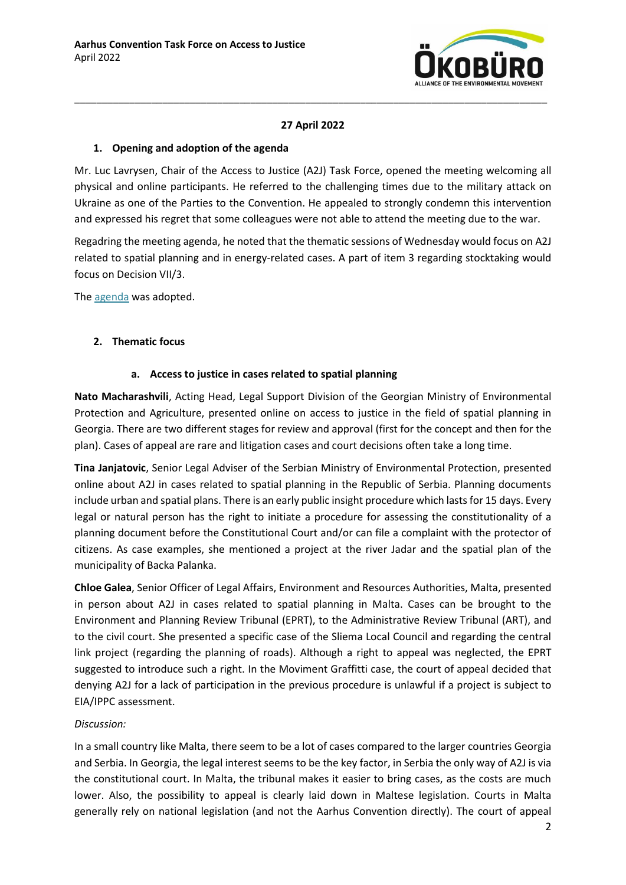**27 April 2022**

## 1. Opening and adoption of the agenda

Mr. Luc Lavrysen, Chair of the Access to Justice (A2J) Task Force, opened the meeting welcoming all physical and online participants. He referred to the challenging times due to the military attack on Ukraine as one of the Parties to the Convention. He appealed to strongly condemn this intervention and expressed his regret that some colleagues were not able to attend the meeting due to the war.

Regadring the meeting agenda, he noted that the thematic sessions of Wednesday would focus on A2J related to spatial planning and in energy-related cases. A part of item 3 regarding stocktaking would focus on Decision VII/3.

The agenda was adopted.

## 2. Thematic focus

### a. Access to justice in cases related to spatial planning

**Nato Macharashvili**, Acting Head, Legal Support Division of the Georgian Ministry of Environmental Protection and Agriculture, presented online on access to justice in the field of spatial planning in Georgia. There are two different stages for review and approval (first for the concept and then for the plan). Cases of appeal are rare and litigation cases and court decisions often take a long time.

**Tina Janjatovic**, Senior Legal Adviser of the Serbian Ministry of Environmental Protection, presented online about A2J in cases related to spatial planning in the Republic of Serbia. Planning documents include urban and spatial plans. There is an early public insight procedure which lasts for 15 days. Every legal or natural person has the right to initiate a procedure for assessing the constitutionality of a planning document before the Constitutional Court and/or can file a complaint with the protector of citizens. As case examples, she mentioned a project at the river Jadar and the spatial plan of the municipality of Backa Palanka.

**Chloe Galea**, Senior Officer of Legal Affairs, Environment and Resources Authorities, Malta, presented in person about A2J in cases related to spatial planning in Malta. Cases can be brought to the Environment and Planning Review Tribunal (EPRT), to the Administrative Review Tribunal (ART), and to the civil court. She presented a specific case of the Sliema Local Council and regarding the central link project (regarding the planning of roads). Although a right to appeal was neglected, the EPRT suggested to introduce such a right. In the Moviment Graffitti case, the court of appeal decided that denying A2J for a lack of participation in the previous procedure is unlawful if a project is subject to EIA/IPPC assessment.

*Discussion:*

In a small country like Malta, there seem to be a lot of cases compared to the larger countries Georgia and Serbia. In Georgia, the legal interest seems to be the key factor, in Serbia the only way of A2J is via the constitutional court. In Malta, the tribunal makes it easier to bring cases, as the costs are much lower. Also, the possibility to appeal is clearly laid down in Maltese legislation. Courts in Malta generally rely on national legislation (and not the Aarhus Convention directly). The court of appeal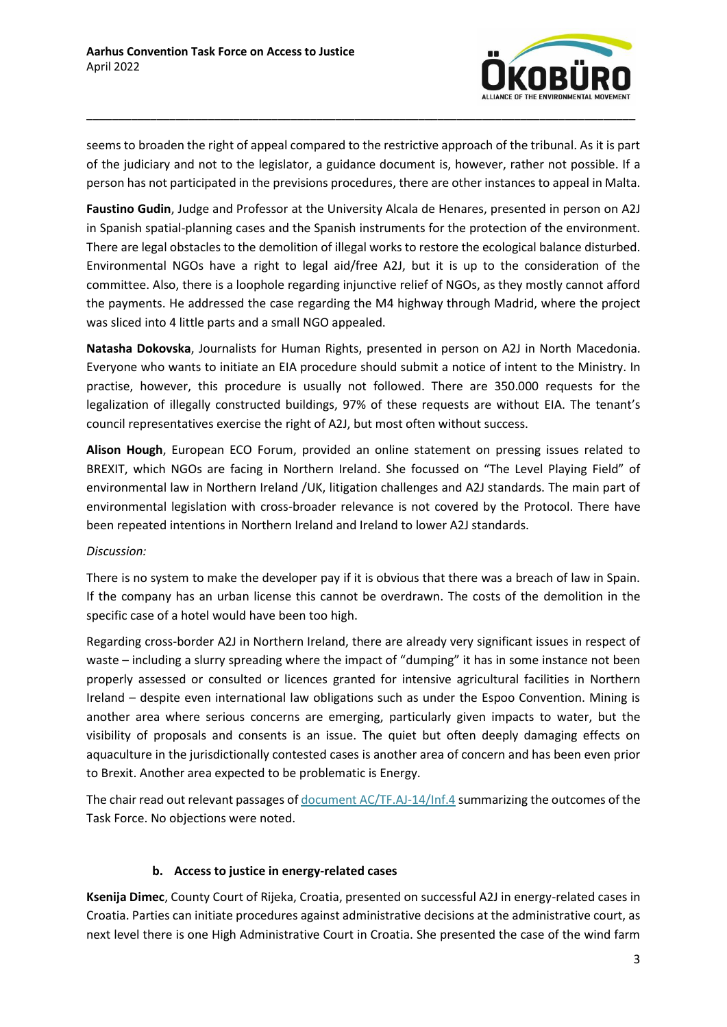seems to broaden the right of appeal compared to the restrictive approach of the tribunal. As it is part of the judiciary and not to the legislator, a guidance document is, however, rather not possible. If a person has not participated in the previsions procedures, there are other instances to appeal in Malta.

**Faustino Gudin**, Judge and Professor at the University Alcala de Henares, presented in person on A2J in Spanish spatial-planning cases and the Spanish instruments for the protection of the environment. There are legal obstacles to the demolition of illegal works to restore the ecological balance disturbed. Environmental NGOs have a right to legal aid/free A2J, but it is up to the consideration of the committee. Also, there is a loophole regarding injunctive relief of NGOs, as they mostly cannot afford the payments. He addressed the case regarding the M4 highway through Madrid, where the project was sliced into 4 little parts and a small NGO appealed.

**Natasha Dokovska**, Journalists for Human Rights, presented in person on A2J in North Macedonia. Everyone who wants to initiate an EIA procedure should submit a notice of intent to the Ministry. In practise, however, this procedure is usually not followed. There are 350.000 requests for the legalization of illegally constructed buildings, 97% of these requests are without EIA. The tenant's council representatives exercise the right of A2J, but most often without success.

**Alison Hough**, European ECO Forum, provided an online statement on pressing issues related to BREXIT, which NGOs are facing in Northern Ireland. She focussed on "The Level Playing Field" of environmental law in Northern Ireland /UK, litigation challenges and A2J standards. The main part of environmental legislation with cross-broader relevance is not covered by the Protocol. There have been repeated intentions in Northern Ireland and Ireland to lower A2J standards.

*Discussion:*

There is no system to make the developer pay if it is obvious that there was a breach of law in Spain. If the company has an urban license this cannot be overdrawn. The costs of the demolition in the specific case of a hotel would have been too high.

Regarding cross-border A2J in Northern Ireland, there are already very significant issues in respect of waste – including a slurry spreading where the impact of "dumping" it has in some instance not been properly assessed or consulted or licences granted for intensive agricultural facilities in Northern Ireland – despite even international law obligations such as under the Espoo Convention. Mining is another area where serious concerns are emerging, particularly given impacts to water, but the visibility of proposals and consents is an issue. The quiet but often deeply damaging effects on aquaculture in the jurisdictionally contested cases is another area of concern and has been even prior to Brexit. Another area expected to be problematic is Energy.

The chair read out relevant passages of [document AC/TF.AJ-14/Inf.4]() summarizing the outcomes of the Task Force. No objections were noted.

### b. Access to justice in energy-related cases

**Ksenija Dimec**, County Court of Rijeka, Croatia, presented on successful A2J in energy-related cases in Croatia. Parties can initiate procedures against administrative decisions at the administrative court, as next level there is one High Administrative Court in Croatia. She presented the case of the wind farm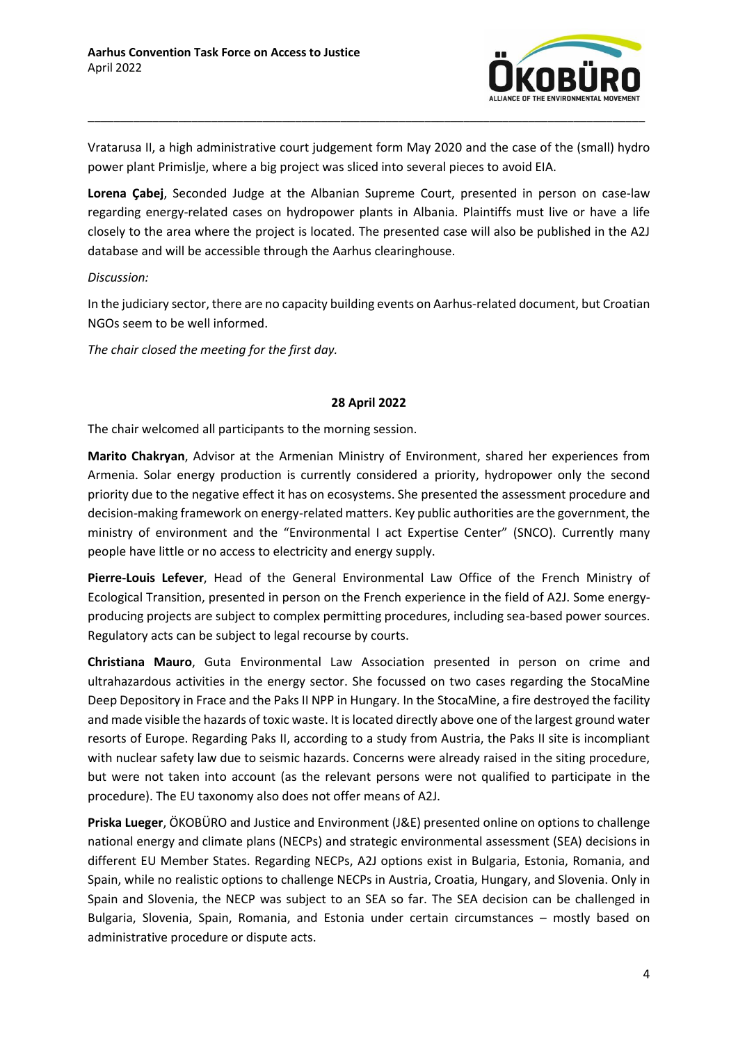Vratarusa II, a high administrative court judgement form May 2020 and the case of the (small) hydro power plant Primislje, where a big project was sliced into several pieces to avoid EIA.

**Lorena Çabej**, Seconded Judge at the Albanian Supreme Court, presented in person on case-law regarding energy-related cases on hydropower plants in Albania. Plaintiffs must live or have a life closely to the area where the project is located. The presented case will also be published in the A2J database and will be accessible through the Aarhus clearinghouse.

*Discussion:*

In the judiciary sector, there are no capacity building events on Aarhus-related document, but Croatian NGOs seem to be well informed.

*The chair closed the meeting for the first day.*

**28 April 2022**

The chair welcomed all participants to the morning session.

**Marito Chakryan**, Advisor at the Armenian Ministry of Environment, shared her experiences from Armenia. Solar energy production is currently considered a priority, hydropower only the second priority due to the negative effect it has on ecosystems. She presented the assessment procedure and decision-making framework on energy-related matters. Key public authorities are the government, the ministry of environment and the "Environmental I act Expertise Center" (SNCO). Currently many people have little or no access to electricity and energy supply.

**Pierre-Louis Lefever**, Head of the General Environmental Law Office of the French Ministry of Ecological Transition, presented in person on the French experience in the field of A2J. Some energy-producing projects are subject to complex permitting procedures, including sea-based power sources. Regulatory acts can be subject to legal recourse by courts.

**Christiana Mauro**, Guta Environmental Law Association presented in person on crime and ultrahazardous activities in the energy sector. She focussed on two cases regarding the StocaMine Deep Depository in Frace and the Paks II NPP in Hungary. In the StocaMine, a fire destroyed the facility and made visible the hazards of toxic waste. It is located directly above one of the largest ground water resorts of Europe. Regarding Paks II, according to a study from Austria, the Paks II site is incompliant with nuclear safety law due to seismic hazards. Concerns were already raised in the siting procedure, but were not taken into account (as the relevant persons were not qualified to participate in the procedure). The EU taxonomy also does not offer means of A2J.

**Priska Lueger**, ÖKOBÜRO and Justice and Environment (J&E) presented online on options to challenge national energy and climate plans (NECPs) and strategic environmental assessment (SEA) decisions in different EU Member States. Regarding NECPs, A2J options exist in Bulgaria, Estonia, Romania, and Spain, while no realistic options to challenge NECPs in Austria, Croatia, Hungary, and Slovenia. Only in Spain and Slovenia, the NECP was subject to an SEA so far. The SEA decision can be challenged in Bulgaria, Slovenia, Spain, Romania, and Estonia under certain circumstances – mostly based on administrative procedure or dispute acts.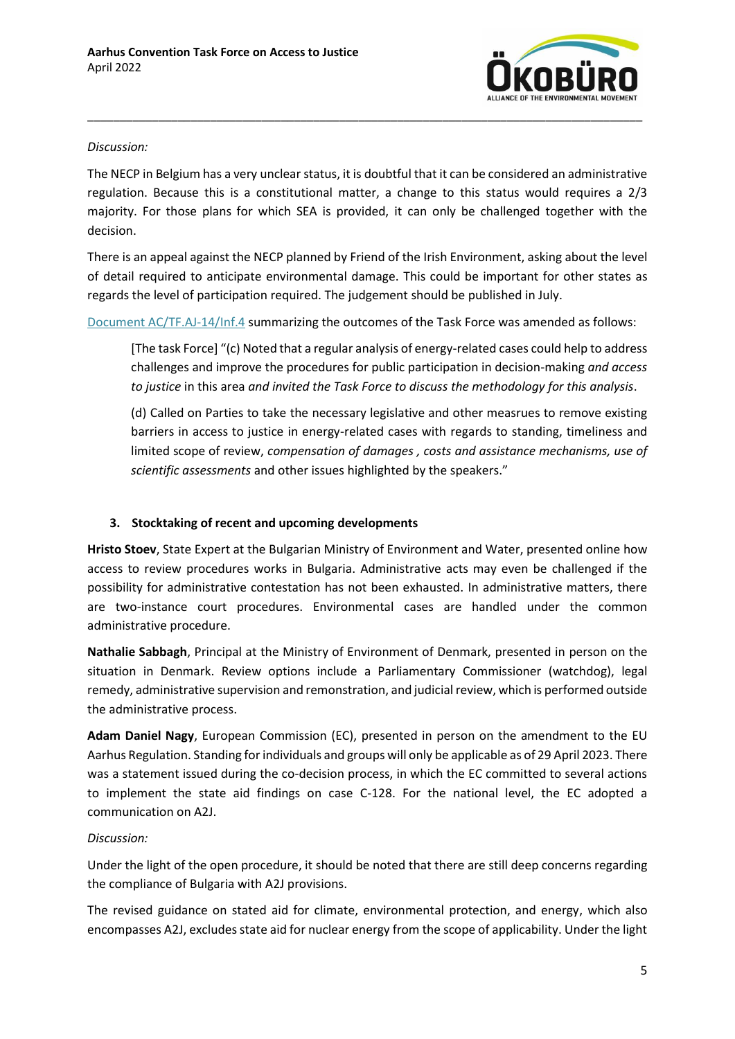*Discussion:*

The NECP in Belgium has a very unclear status, it is doubtful that it can be considered an administrative regulation. Because this is a constitutional matter, a change to this status would requires a 2/3 majority. For those plans for which SEA is provided, it can only be challenged together with the decision.

There is an appeal against the NECP planned by Friend of the Irish Environment, asking about the level of detail required to anticipate environmental damage. This could be important for other states as regards the level of participation required. The judgement should be published in July.

Document AC/TF.AJ-14/Inf.4 summarizing the outcomes of the Task Force was amended as follows:

> [The task Force] "(c) Noted that a regular analysis of energy-related cases could help to address challenges and improve the procedures for public participation in decision-making *and access to justice* in this area *and invited the Task Force to discuss the methodology for this analysis*.
>
> (d) Called on Parties to take the necessary legislative and other measrues to remove existing barriers in access to justice in energy-related cases with regards to standing, timeliness and limited scope of review, *compensation of damages , costs and assistance mechanisms, use of scientific assessments* and other issues highlighted by the speakers."

### 3. Stocktaking of recent and upcoming developments

**Hristo Stoev**, State Expert at the Bulgarian Ministry of Environment and Water, presented online how access to review procedures works in Bulgaria. Administrative acts may even be challenged if the possibility for administrative contestation has not been exhausted. In administrative matters, there are two-instance court procedures. Environmental cases are handled under the common administrative procedure.

**Nathalie Sabbagh**, Principal at the Ministry of Environment of Denmark, presented in person on the situation in Denmark. Review options include a Parliamentary Commissioner (watchdog), legal remedy, administrative supervision and remonstration, and judicial review, which is performed outside the administrative process.

**Adam Daniel Nagy**, European Commission (EC), presented in person on the amendment to the EU Aarhus Regulation. Standing for individuals and groups will only be applicable as of 29 April 2023. There was a statement issued during the co-decision process, in which the EC committed to several actions to implement the state aid findings on case C-128. For the national level, the EC adopted a communication on A2J.

*Discussion:*

Under the light of the open procedure, it should be noted that there are still deep concerns regarding the compliance of Bulgaria with A2J provisions.

The revised guidance on stated aid for climate, environmental protection, and energy, which also encompasses A2J, excludes state aid for nuclear energy from the scope of applicability. Under the light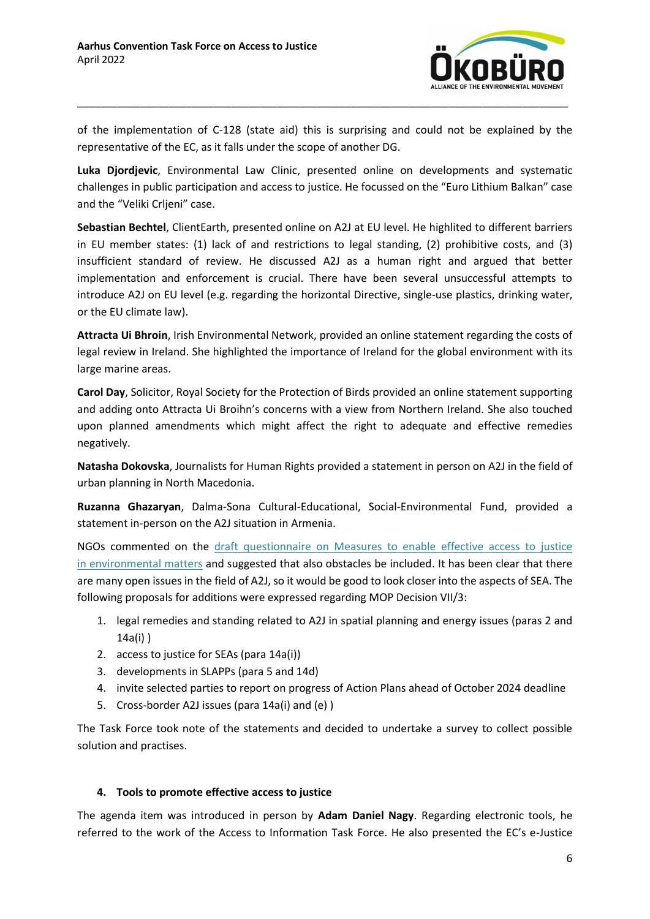of the implementation of C-128 (state aid) this is surprising and could not be explained by the representative of the EC, as it falls under the scope of another DG.

**Luka Djordjevic**, Environmental Law Clinic, presented online on developments and systematic challenges in public participation and access to justice. He focussed on the "Euro Lithium Balkan" case and the "Veliki Crljeni" case.

**Sebastian Bechtel**, ClientEarth, presented online on A2J at EU level. He highlited to different barriers in EU member states: (1) lack of and restrictions to legal standing, (2) prohibitive costs, and (3) insufficient standard of review. He discussed A2J as a human right and argued that better implementation and enforcement is crucial. There have been several unsuccessful attempts to introduce A2J on EU level (e.g. regarding the horizontal Directive, single-use plastics, drinking water, or the EU climate law).

**Attracta Ui Bhroin**, Irish Environmental Network, provided an online statement regarding the costs of legal review in Ireland. She highlighted the importance of Ireland for the global environment with its large marine areas.

**Carol Day**, Solicitor, Royal Society for the Protection of Birds provided an online statement supporting and adding onto Attracta Ui Broihn's concerns with a view from Northern Ireland. She also touched upon planned amendments which might affect the right to adequate and effective remedies negatively.

**Natasha Dokovska**, Journalists for Human Rights provided a statement in person on A2J in the field of urban planning in North Macedonia.

**Ruzanna Ghazaryan**, Dalma-Sona Cultural-Educational, Social-Environmental Fund, provided a statement in-person on the A2J situation in Armenia.

NGOs commented on the draft questionnaire on Measures to enable effective access to justice in environmental matters and suggested that also obstacles be included. It has been clear that there are many open issues in the field of A2J, so it would be good to look closer into the aspects of SEA. The following proposals for additions were expressed regarding MOP Decision VII/3:

1. legal remedies and standing related to A2J in spatial planning and energy issues (paras 2 and 14a(i) )
2. access to justice for SEAs (para 14a(i))
3. developments in SLAPPs (para 5 and 14d)
4. invite selected parties to report on progress of Action Plans ahead of October 2024 deadline
5. Cross-border A2J issues (para 14a(i) and (e) )

The Task Force took note of the statements and decided to undertake a survey to collect possible solution and practises.

#### 4. Tools to promote effective access to justice

The agenda item was introduced in person by **Adam Daniel Nagy**. Regarding electronic tools, he referred to the work of the Access to Information Task Force. He also presented the EC's e-Justice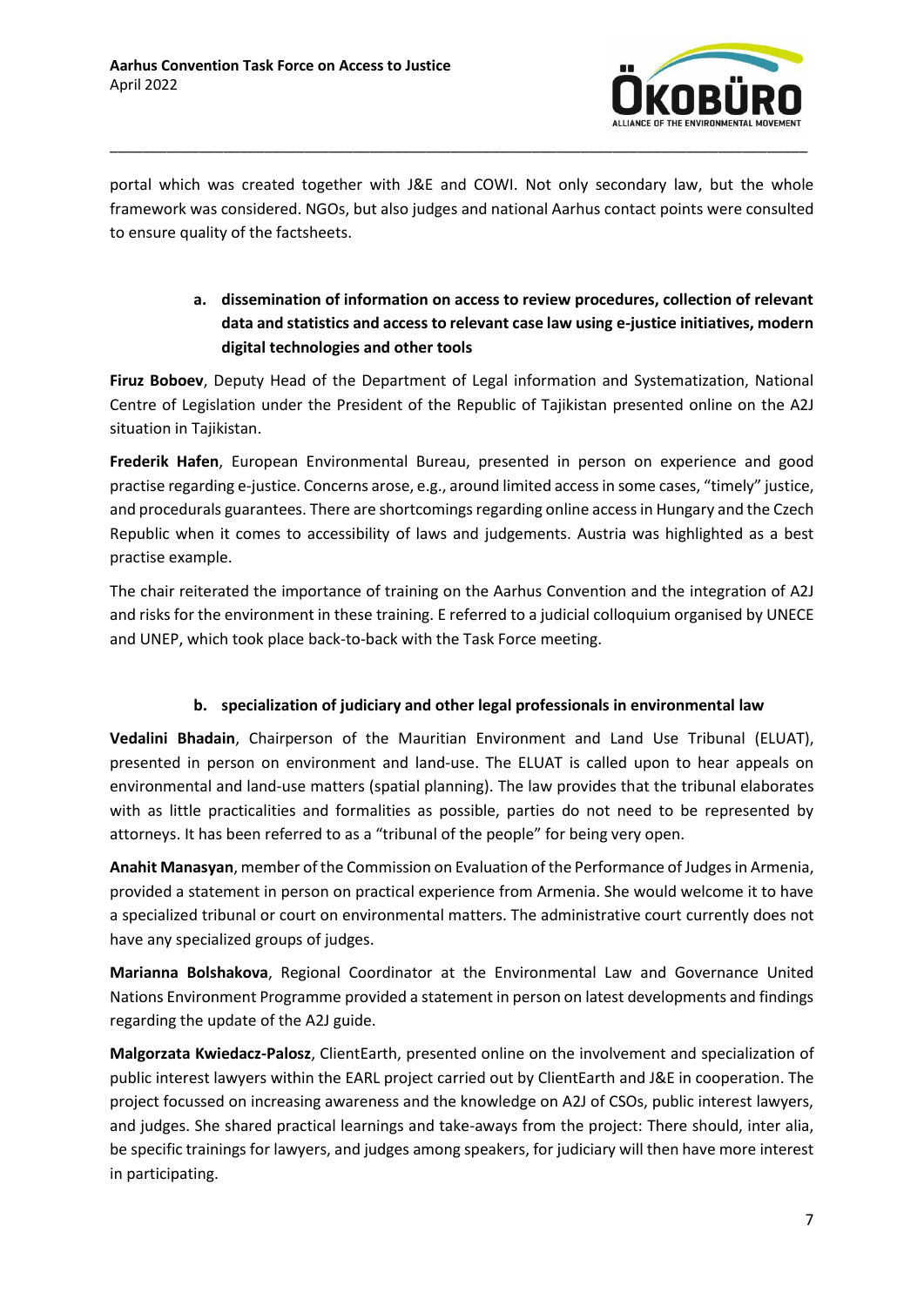portal which was created together with J&E and COWI. Not only secondary law, but the whole framework was considered. NGOs, but also judges and national Aarhus contact points were consulted to ensure quality of the factsheets.

**a. dissemination of information on access to review procedures, collection of relevant data and statistics and access to relevant case law using e-justice initiatives, modern digital technologies and other tools**

**Firuz Boboev**, Deputy Head of the Department of Legal information and Systematization, National Centre of Legislation under the President of the Republic of Tajikistan presented online on the A2J situation in Tajikistan.

**Frederik Hafen**, European Environmental Bureau, presented in person on experience and good practise regarding e-justice. Concerns arose, e.g., around limited access in some cases, "timely" justice, and procedurals guarantees. There are shortcomings regarding online access in Hungary and the Czech Republic when it comes to accessibility of laws and judgements. Austria was highlighted as a best practise example.

The chair reiterated the importance of training on the Aarhus Convention and the integration of A2J and risks for the environment in these training. E referred to a judicial colloquium organised by UNECE and UNEP, which took place back-to-back with the Task Force meeting.

**b. specialization of judiciary and other legal professionals in environmental law**

**Vedalini Bhadain**, Chairperson of the Mauritian Environment and Land Use Tribunal (ELUAT), presented in person on environment and land-use. The ELUAT is called upon to hear appeals on environmental and land-use matters (spatial planning). The law provides that the tribunal elaborates with as little practicalities and formalities as possible, parties do not need to be represented by attorneys. It has been referred to as a "tribunal of the people" for being very open.

**Anahit Manasyan**, member of the Commission on Evaluation of the Performance of Judges in Armenia, provided a statement in person on practical experience from Armenia. She would welcome it to have a specialized tribunal or court on environmental matters. The administrative court currently does not have any specialized groups of judges.

**Marianna Bolshakova**, Regional Coordinator at the Environmental Law and Governance United Nations Environment Programme provided a statement in person on latest developments and findings regarding the update of the A2J guide.

**Malgorzata Kwiedacz-Palosz**, ClientEarth, presented online on the involvement and specialization of public interest lawyers within the EARL project carried out by ClientEarth and J&E in cooperation. The project focussed on increasing awareness and the knowledge on A2J of CSOs, public interest lawyers, and judges. She shared practical learnings and take-aways from the project: There should, inter alia, be specific trainings for lawyers, and judges among speakers, for judiciary will then have more interest in participating.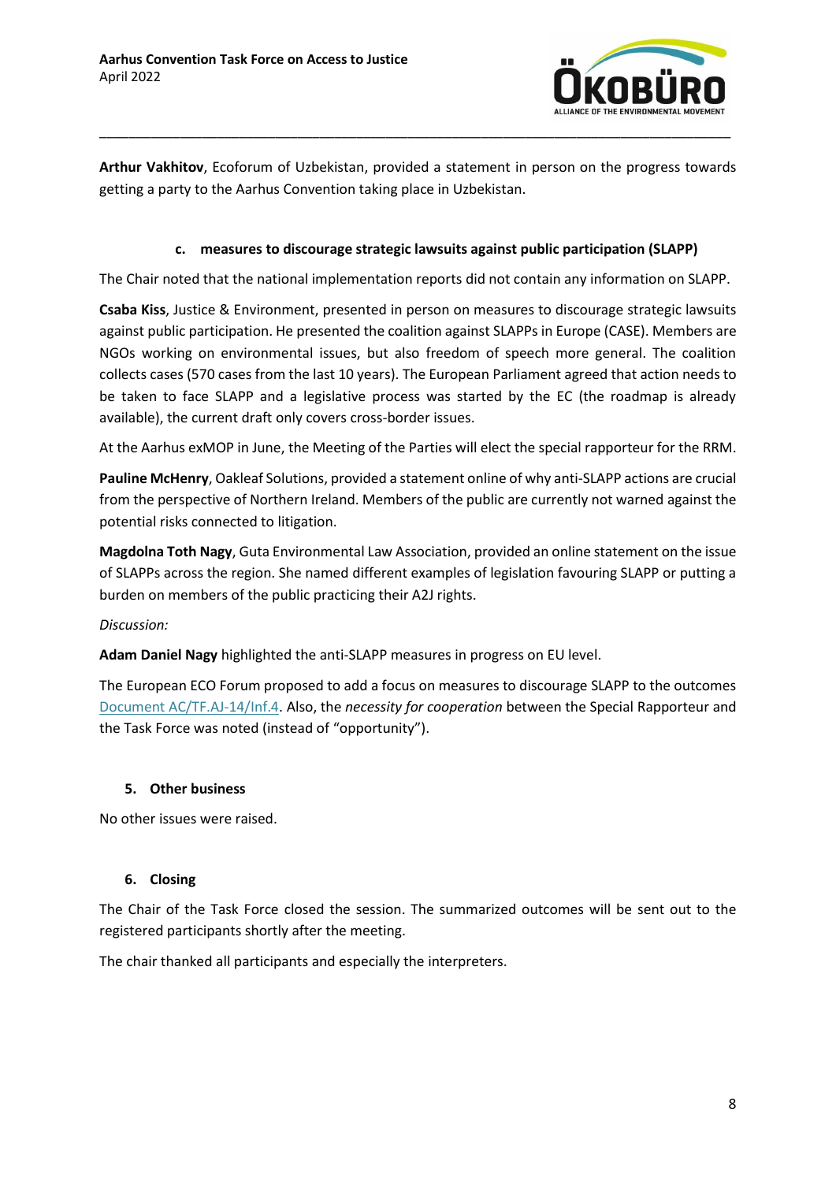**Arthur Vakhitov**, Ecoforum of Uzbekistan, provided a statement in person on the progress towards getting a party to the Aarhus Convention taking place in Uzbekistan.

### c. measures to discourage strategic lawsuits against public participation (SLAPP)

The Chair noted that the national implementation reports did not contain any information on SLAPP.

**Csaba Kiss**, Justice & Environment, presented in person on measures to discourage strategic lawsuits against public participation. He presented the coalition against SLAPPs in Europe (CASE). Members are NGOs working on environmental issues, but also freedom of speech more general. The coalition collects cases (570 cases from the last 10 years). The European Parliament agreed that action needs to be taken to face SLAPP and a legislative process was started by the EC (the roadmap is already available), the current draft only covers cross-border issues.

At the Aarhus exMOP in June, the Meeting of the Parties will elect the special rapporteur for the RRM.

**Pauline McHenry**, Oakleaf Solutions, provided a statement online of why anti-SLAPP actions are crucial from the perspective of Northern Ireland. Members of the public are currently not warned against the potential risks connected to litigation.

**Magdolna Toth Nagy**, Guta Environmental Law Association, provided an online statement on the issue of SLAPPs across the region. She named different examples of legislation favouring SLAPP or putting a burden on members of the public practicing their A2J rights.

*Discussion:*

**Adam Daniel Nagy** highlighted the anti-SLAPP measures in progress on EU level.

The European ECO Forum proposed to add a focus on measures to discourage SLAPP to the outcomes Document AC/TF.AJ-14/Inf.4. Also, the *necessity for cooperation* between the Special Rapporteur and the Task Force was noted (instead of "opportunity").

## 5. Other business

No other issues were raised.

## 6. Closing

The Chair of the Task Force closed the session. The summarized outcomes will be sent out to the registered participants shortly after the meeting.

The chair thanked all participants and especially the interpreters.